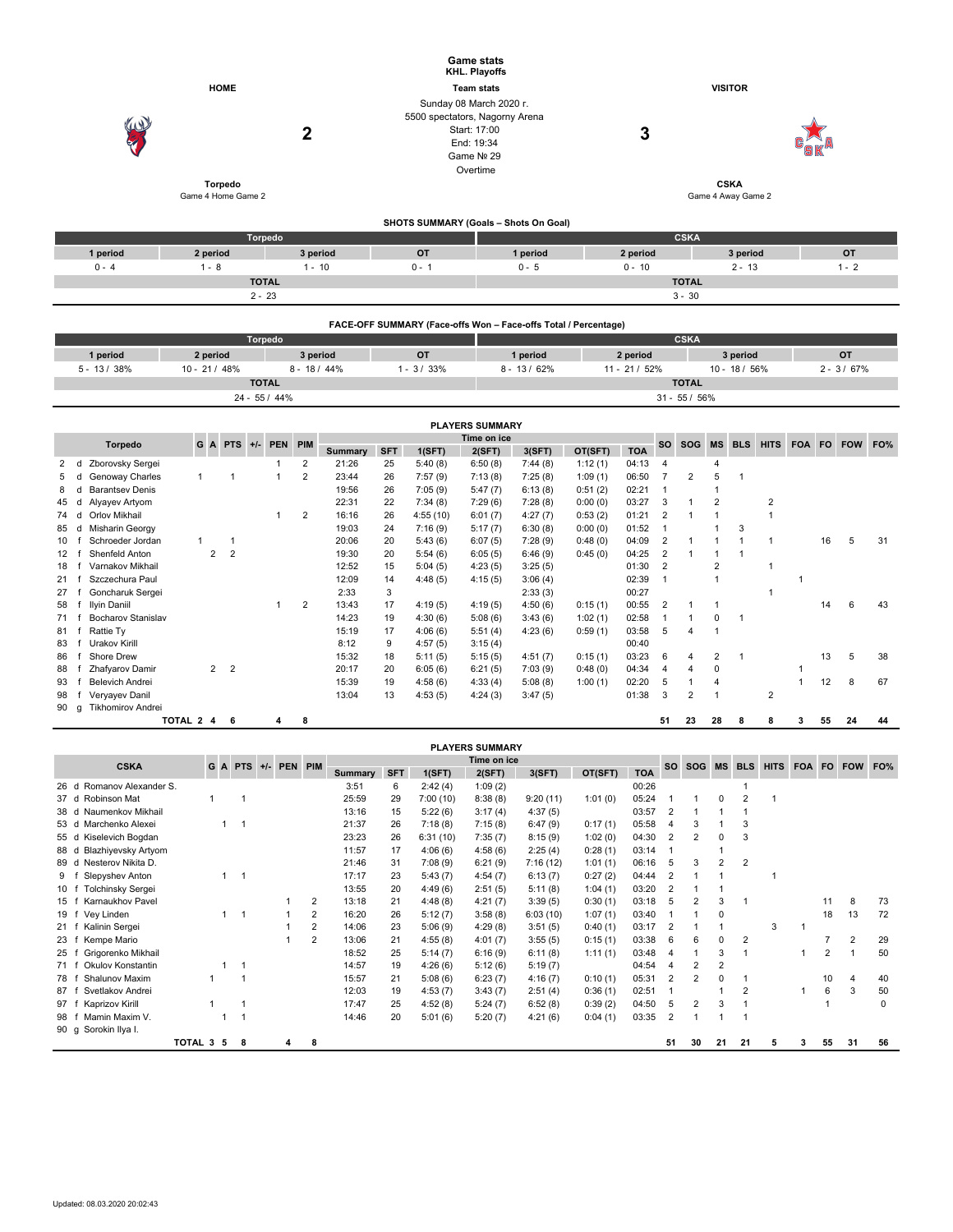# Game stats

**KHL. Playoffs**

| HOME | Team stats | VISITOR |
|---|---|---|
| **Torpedo** — 2 | Sunday 08 March 2020 г.<br>5500 spectators, Nagorny Arena<br>Start: 17:00<br>End: 19:34<br>Game № 29<br>Overtime | 3 — **CSKA** |
| Game 4 Home Game 2 | | Game 4 Away Game 2 |

## SHOTS SUMMARY (Goals – Shots On Goal)

| Torpedo | | | | CSKA | | | |
|---|---|---|---|---|---|---|---|
| 1 period | 2 period | 3 period | OT | 1 period | 2 period | 3 period | OT |
| 0 - 4 | 1 - 8 | 1 - 10 | 0 - 1 | 0 - 5 | 0 - 10 | 2 - 13 | 1 - 2 |
| TOTAL | | | | TOTAL | | | |
| 2 - 23 | | | | 3 - 30 | | | |

## FACE-OFF SUMMARY (Face-offs Won – Face-offs Total / Percentage)

| Torpedo | | | | CSKA | | | |
|---|---|---|---|---|---|---|---|
| 1 period | 2 period | 3 period | OT | 1 period | 2 period | 3 period | OT |
| 5 - 13 / 38% | 10 - 21 / 48% | 8 - 18 / 44% | 1 - 3 / 33% | 8 - 13 / 62% | 11 - 21 / 52% | 10 - 18 / 56% | 2 - 3 / 67% |
| TOTAL | | | | TOTAL | | | |
| 24 - 55 / 44% | | | | 31 - 55 / 56% | | | |

## PLAYERS SUMMARY

| # | Pos | Torpedo | G | A | PTS | +/- | PEN | PIM | Time on ice: Summary | SFT | 1(SFT) | 2(SFT) | 3(SFT) | OT(SFT) | TOA | SO | SOG | MS | BLS | HITS | FOA | FO | FOW | FO% |
|---|---|---|---|---|---|---|---|---|---|---|---|---|---|---|---|---|---|---|---|---|---|---|---|---|
| 2 | d | Zborovsky Sergei | | | | | 1 | 2 | 21:26 | 25 | 5:40 (8) | 6:50 (8) | 7:44 (8) | 1:12 (1) | 04:13 | 4 | | 4 | | | | | | |
| 5 | d | Genoway Charles | 1 | | 1 | | 1 | 2 | 23:44 | 26 | 7:57 (9) | 7:13 (8) | 7:25 (8) | 1:09 (1) | 06:50 | 7 | 2 | 5 | 1 | | | | | |
| 8 | d | Barantsev Denis | | | | | | | 19:56 | 26 | 7:05 (9) | 5:47 (7) | 6:13 (8) | 0:51 (2) | 02:21 | 1 | | 1 | | | | | | |
| 45 | d | Alyayev Artyom | | | | | | | 22:31 | 22 | 7:34 (8) | 7:29 (6) | 7:28 (8) | 0:00 (0) | 03:27 | 3 | 1 | 2 | | 2 | | | | |
| 74 | d | Orlov Mikhail | | | | | 1 | 2 | 16:16 | 26 | 4:55 (10) | 6:01 (7) | 4:27 (7) | 0:53 (2) | 01:21 | 2 | 1 | 1 | | 1 | | | | |
| 85 | d | Misharin Georgy | | | | | | | 19:03 | 24 | 7:16 (9) | 5:17 (7) | 6:30 (8) | 0:00 (0) | 01:52 | 1 | | 1 | 3 | | | | | |
| 10 | f | Schroeder Jordan | 1 | | 1 | | | | 20:06 | 20 | 5:43 (6) | 6:07 (5) | 7:28 (9) | 0:48 (0) | 04:09 | 2 | 1 | 1 | 1 | 1 | | 16 | 5 | 31 |
| 12 | f | Shenfeld Anton | | 2 | 2 | | | | 19:30 | 20 | 5:54 (6) | 6:05 (5) | 6:46 (9) | 0:45 (0) | 04:25 | 2 | 1 | 1 | 1 | | | | | |
| 18 | f | Varnakov Mikhail | | | | | | | 12:52 | 15 | 5:04 (5) | 4:23 (5) | 3:25 (5) | | 01:30 | 2 | | 2 | | 1 | | | | |
| 21 | f | Szczechura Paul | | | | | | | 12:09 | 14 | 4:48 (5) | 4:15 (5) | 3:06 (4) | | 02:39 | 1 | | 1 | | | 1 | | | |
| 27 | f | Goncharuk Sergei | | | | | | | 2:33 | 3 | | 2:33 (3) | | | 00:27 | | | | | 1 | | | | |
| 58 | f | Ilyin Daniil | | | | | 1 | 2 | 13:43 | 17 | 4:19 (5) | 4:19 (5) | 4:50 (6) | 0:15 (1) | 00:55 | 2 | 1 | 1 | | | | 14 | 6 | 43 |
| 71 | f | Bocharov Stanislav | | | | | | | 14:23 | 19 | 4:30 (6) | 5:08 (6) | 3:43 (6) | 1:02 (1) | 02:58 | 1 | 1 | 0 | 1 | | | | | |
| 81 | f | Rattie Ty | | | | | | | 15:19 | 17 | 4:06 (6) | 5:51 (4) | 4:23 (6) | 0:59 (1) | 03:58 | 5 | 4 | 1 | | | | | | |
| 83 | f | Urakov Kirill | | | | | | | 8:12 | 9 | 4:57 (5) | 3:15 (4) | | | 00:40 | | | | | | | | | |
| 86 | f | Shore Drew | | | | | | | 15:32 | 18 | 5:11 (5) | 5:15 (5) | 4:51 (7) | 0:15 (1) | 03:23 | 6 | 4 | 2 | 1 | | | 13 | 5 | 38 |
| 88 | f | Zhafyarov Damir | | 2 | 2 | | | | 20:17 | 20 | 6:05 (6) | 6:21 (5) | 7:03 (9) | 0:48 (0) | 04:34 | 4 | 4 | 0 | | | 1 | | | |
| 93 | f | Belevich Andrei | | | | | | | 15:39 | 19 | 4:58 (6) | 4:33 (4) | 5:08 (8) | 1:00 (1) | 02:20 | 5 | 1 | 4 | | | 1 | 12 | 8 | 67 |
| 98 | f | Veryayev Danil | | | | | | | 13:04 | 13 | 4:53 (5) | 4:24 (3) | 3:47 (5) | | 01:38 | 3 | 2 | 1 | | 2 | | | | |
| 90 | g | Tikhomirov Andrei | | | | | | | | | | | | | | | | | | | | | | |
| | | TOTAL | 2 | 4 | 6 | | 4 | 8 | | | | | | | | 51 | 23 | 28 | 8 | 8 | 3 | 55 | 24 | 44 |

## PLAYERS SUMMARY

| # | Pos | CSKA | G | A | PTS | +/- | PEN | PIM | Time on ice: Summary | SFT | 1(SFT) | 2(SFT) | 3(SFT) | OT(SFT) | TOA | SO | SOG | MS | BLS | HITS | FOA | FO | FOW | FO% |
|---|---|---|---|---|---|---|---|---|---|---|---|---|---|---|---|---|---|---|---|---|---|---|---|---|
| 26 | d | Romanov Alexander S. | | | | | | | 3:51 | 6 | 2:42 (4) | 1:09 (2) | | | 00:26 | | | | 1 | | | | | |
| 37 | d | Robinson Mat | 1 | | 1 | | | | 25:59 | 29 | 7:00 (10) | 8:38 (8) | 9:20 (11) | 1:01 (0) | 05:24 | 1 | 1 | 0 | 2 | 1 | | | | |
| 38 | d | Naumenkov Mikhail | | | | | | | 13:16 | 15 | 5:22 (6) | 3:17 (4) | 4:37 (5) | | 03:57 | 2 | 1 | 1 | 1 | | | | | |
| 53 | d | Marchenko Alexei | | 1 | 1 | | | | 21:37 | 26 | 7:18 (8) | 7:15 (8) | 6:47 (9) | 0:17 (1) | 05:58 | 4 | 3 | 1 | 3 | | | | | |
| 55 | d | Kiselevich Bogdan | | | | | | | 23:23 | 26 | 6:31 (10) | 7:35 (7) | 8:15 (9) | 1:02 (0) | 04:30 | 2 | 2 | 0 | 3 | | | | | |
| 88 | d | Blazhiyevsky Artyom | | | | | | | 11:57 | 17 | 4:06 (6) | 4:58 (6) | 2:25 (4) | 0:28 (1) | 03:14 | 1 | | 1 | | | | | | |
| 89 | d | Nesterov Nikita D. | | | | | | | 21:46 | 31 | 7:08 (9) | 6:21 (9) | 7:16 (12) | 1:01 (1) | 06:16 | 5 | 3 | 2 | 2 | | | | | |
| 9 | f | Slepyshev Anton | | 1 | 1 | | | | 17:17 | 23 | 5:43 (7) | 4:54 (7) | 6:13 (7) | 0:27 (2) | 04:44 | 2 | 1 | 1 | | 1 | | | | |
| 10 | f | Tolchinsky Sergei | | | | | | | 13:55 | 20 | 4:49 (6) | 2:51 (5) | 5:11 (8) | 1:04 (1) | 03:20 | 2 | 1 | 1 | | | | | | |
| 15 | f | Karnaukhov Pavel | | | | | 1 | 2 | 13:18 | 21 | 4:48 (8) | 4:21 (7) | 3:39 (5) | 0:30 (1) | 03:18 | 5 | 2 | 3 | 1 | | | 11 | 8 | 73 |
| 19 | f | Vey Linden | | 1 | 1 | | 1 | 2 | 16:20 | 26 | 5:12 (7) | 3:58 (8) | 6:03 (10) | 1:07 (1) | 03:40 | 1 | 1 | 0 | | | | 18 | 13 | 72 |
| 21 | f | Kalinin Sergei | | | | | 1 | 2 | 14:06 | 23 | 5:06 (9) | 4:29 (8) | 3:51 (5) | 0:40 (1) | 03:17 | 2 | 1 | 1 | | 3 | 1 | | | |
| 23 | f | Kempe Mario | | | | | 1 | 2 | 13:06 | 21 | 4:55 (8) | 4:01 (7) | 3:55 (5) | 0:15 (1) | 03:38 | 6 | 6 | 0 | 2 | | | 7 | 2 | 29 |
| 25 | f | Grigorenko Mikhail | | | | | | | 18:52 | 25 | 5:14 (7) | 6:16 (9) | 6:11 (8) | 1:11 (1) | 03:48 | 4 | 1 | 3 | 1 | | 1 | 2 | 1 | 50 |
| 71 | f | Okulov Konstantin | | 1 | 1 | | | | 14:57 | 19 | 4:26 (6) | 5:12 (6) | 5:19 (7) | | 04:54 | 4 | 2 | 2 | | | | | | |
| 78 | f | Shalunov Maxim | 1 | | 1 | | | | 15:57 | 21 | 5:08 (6) | 6:23 (7) | 4:16 (7) | 0:10 (1) | 05:31 | 2 | 2 | 0 | 1 | | | 10 | 4 | 40 |
| 87 | f | Svetlakov Andrei | | | | | | | 12:03 | 19 | 4:53 (7) | 3:43 (7) | 2:51 (4) | 0:36 (1) | 02:51 | 1 | | 1 | 2 | | 1 | 6 | 3 | 50 |
| 97 | f | Kaprizov Kirill | 1 | | 1 | | | | 17:47 | 25 | 4:52 (8) | 5:24 (7) | 6:52 (8) | 0:39 (2) | 04:50 | 5 | 2 | 3 | 1 | | | 1 | | 0 |
| 98 | f | Mamin Maxim V. | | 1 | 1 | | | | 14:46 | 20 | 5:01 (6) | 5:20 (7) | 4:21 (6) | 0:04 (1) | 03:35 | 2 | 1 | 1 | 1 | | | | | |
| 90 | g | Sorokin Ilya I. | | | | | | | | | | | | | | | | | | | | | | |
| | | TOTAL | 3 | 5 | 8 | | 4 | 8 | | | | | | | | 51 | 30 | 21 | 21 | 5 | 3 | 55 | 31 | 56 |

Updated: 08.03.2020 20:02:43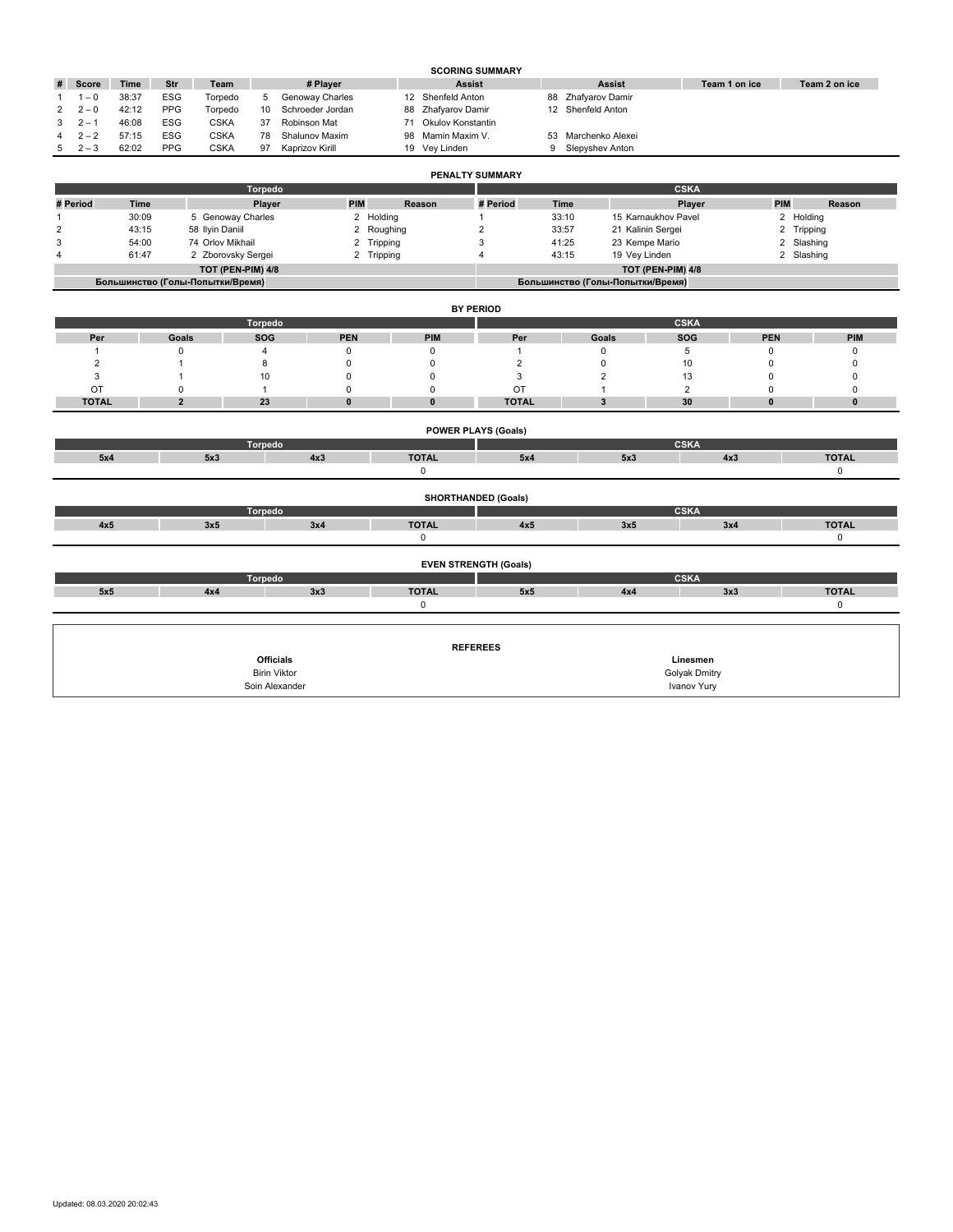## SCORING SUMMARY

| # | Score | Time | Str | Team | # Player | Assist | Assist | Team 1 on ice | Team 2 on ice |
|---|---|---|---|---|---|---|---|---|---|
| 1 | 1 – 0 | 38:37 | ESG | Torpedo | 5 Genoway Charles | 12 Shenfeld Anton | 88 Zhafyarov Damir | | |
| 2 | 2 – 0 | 42:12 | PPG | Torpedo | 10 Schroeder Jordan | 88 Zhafyarov Damir | 12 Shenfeld Anton | | |
| 3 | 2 – 1 | 46:08 | ESG | CSKA | 37 Robinson Mat | 71 Okulov Konstantin | | | |
| 4 | 2 – 2 | 57:15 | ESG | CSKA | 78 Shalunov Maxim | 98 Mamin Maxim V. | 53 Marchenko Alexei | | |
| 5 | 2 – 3 | 62:02 | PPG | CSKA | 97 Kaprizov Kirill | 19 Vey Linden | 9 Slepyshev Anton | | |

## PENALTY SUMMARY

| Torpedo | | | | | CSKA | | | | |
|---|---|---|---|---|---|---|---|---|---|
| # Period | Time | Player | PIM | Reason | # Period | Time | Player | PIM | Reason |
| 1 | 30:09 | 5 Genoway Charles | 2 | Holding | 1 | 33:10 | 15 Karnaukhov Pavel | 2 | Holding |
| 2 | 43:15 | 58 Ilyin Daniil | 2 | Roughing | 2 | 33:57 | 21 Kalinin Sergei | 2 | Tripping |
| 3 | 54:00 | 74 Orlov Mikhail | 2 | Tripping | 3 | 41:25 | 23 Kempe Mario | 2 | Slashing |
| 4 | 61:47 | 2 Zborovsky Sergei | 2 | Tripping | 4 | 43:15 | 19 Vey Linden | 2 | Slashing |
| TOT (PEN-PIM) 4/8 | | | | | TOT (PEN-PIM) 4/8 | | | | |
| Большинство (Голы-Попытки/Время) | | | | | Большинство (Голы-Попытки/Время) | | | | |

## BY PERIOD

| Torpedo | | | | | CSKA | | | | |
|---|---|---|---|---|---|---|---|---|---|
| Per | Goals | SOG | PEN | PIM | Per | Goals | SOG | PEN | PIM |
| 1 | 0 | 4 | 0 | 0 | 1 | 0 | 5 | 0 | 0 |
| 2 | 1 | 8 | 0 | 0 | 2 | 0 | 10 | 0 | 0 |
| 3 | 1 | 10 | 0 | 0 | 3 | 2 | 13 | 0 | 0 |
| OT | 0 | 1 | 0 | 0 | OT | 1 | 2 | 0 | 0 |
| **TOTAL** | **2** | **23** | **0** | **0** | **TOTAL** | **3** | **30** | **0** | **0** |

## POWER PLAYS (Goals)

| Torpedo | | | | CSKA | | | |
|---|---|---|---|---|---|---|---|
| 5x4 | 5x3 | 4x3 | TOTAL | 5x4 | 5x3 | 4x3 | TOTAL |
| | | | 0 | | | | 0 |

## SHORTHANDED (Goals)

| Torpedo | | | | CSKA | | | |
|---|---|---|---|---|---|---|---|
| 4x5 | 3x5 | 3x4 | TOTAL | 4x5 | 3x5 | 3x4 | TOTAL |
| | | | 0 | | | | 0 |

## EVEN STRENGTH (Goals)

| Torpedo | | | | CSKA | | | |
|---|---|---|---|---|---|---|---|
| 5x5 | 4x4 | 3x3 | TOTAL | 5x5 | 4x4 | 3x3 | TOTAL |
| | | | 0 | | | | 0 |

## REFEREES

| Officials | Linesmen |
|---|---|
| Birin Viktor | Golyak Dmitry |
| Soin Alexander | Ivanov Yury |

Updated: 08.03.2020 20:02:43